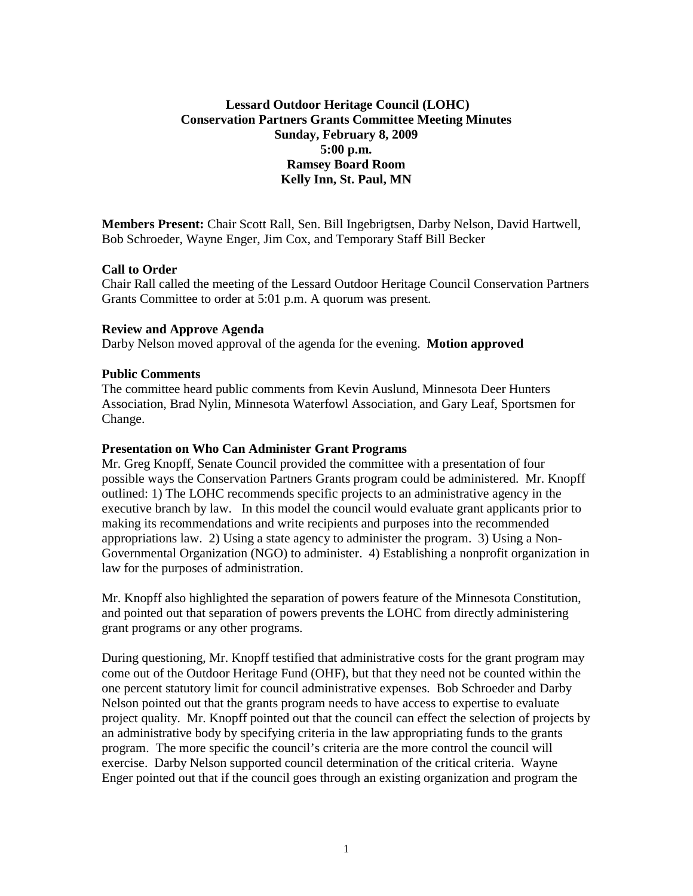**Lessard Outdoor Heritage Council (LOHC)**
**Conservation Partners Grants Committee Meeting Minutes**
**Sunday, February 8, 2009**
**5:00 p.m.**
**Ramsey Board Room**
**Kelly Inn, St. Paul, MN**

**Members Present:** Chair Scott Rall, Sen. Bill Ingebrigtsen, Darby Nelson, David Hartwell, Bob Schroeder, Wayne Enger, Jim Cox, and Temporary Staff Bill Becker

**Call to Order**
Chair Rall called the meeting of the Lessard Outdoor Heritage Council Conservation Partners Grants Committee to order at 5:01 p.m. A quorum was present.

**Review and Approve Agenda**
Darby Nelson moved approval of the agenda for the evening. **Motion approved**

**Public Comments**
The committee heard public comments from Kevin Auslund, Minnesota Deer Hunters Association, Brad Nylin, Minnesota Waterfowl Association, and Gary Leaf, Sportsmen for Change.

**Presentation on Who Can Administer Grant Programs**
Mr. Greg Knopff, Senate Council provided the committee with a presentation of four possible ways the Conservation Partners Grants program could be administered. Mr. Knopff outlined: 1) The LOHC recommends specific projects to an administrative agency in the executive branch by law. In this model the council would evaluate grant applicants prior to making its recommendations and write recipients and purposes into the recommended appropriations law. 2) Using a state agency to administer the program. 3) Using a Non-Governmental Organization (NGO) to administer. 4) Establishing a nonprofit organization in law for the purposes of administration.

Mr. Knopff also highlighted the separation of powers feature of the Minnesota Constitution, and pointed out that separation of powers prevents the LOHC from directly administering grant programs or any other programs.

During questioning, Mr. Knopff testified that administrative costs for the grant program may come out of the Outdoor Heritage Fund (OHF), but that they need not be counted within the one percent statutory limit for council administrative expenses. Bob Schroeder and Darby Nelson pointed out that the grants program needs to have access to expertise to evaluate project quality. Mr. Knopff pointed out that the council can effect the selection of projects by an administrative body by specifying criteria in the law appropriating funds to the grants program. The more specific the council's criteria are the more control the council will exercise. Darby Nelson supported council determination of the critical criteria. Wayne Enger pointed out that if the council goes through an existing organization and program the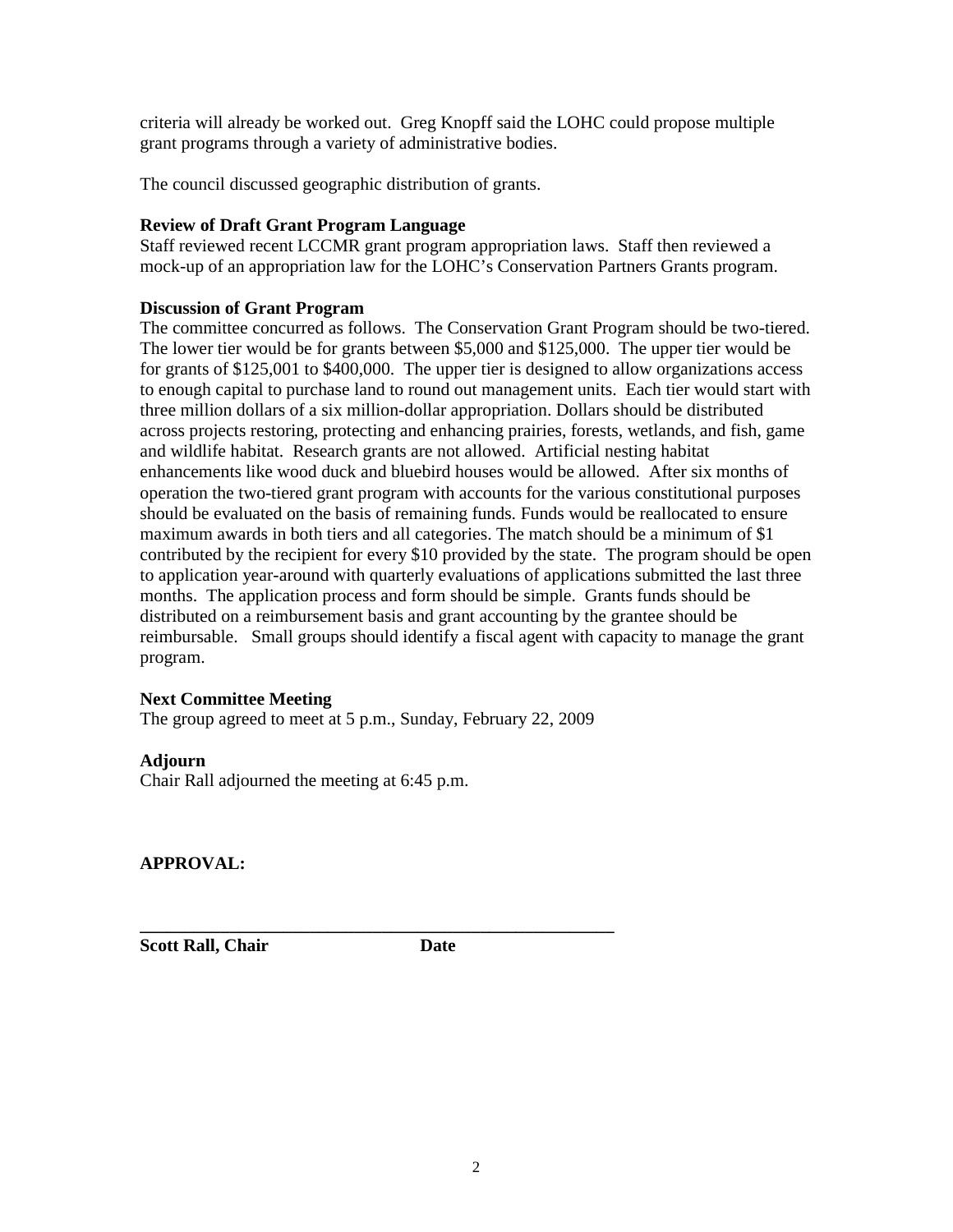criteria will already be worked out. Greg Knopff said the LOHC could propose multiple grant programs through a variety of administrative bodies.

The council discussed geographic distribution of grants.

**Review of Draft Grant Program Language**

Staff reviewed recent LCCMR grant program appropriation laws. Staff then reviewed a mock-up of an appropriation law for the LOHC's Conservation Partners Grants program.

**Discussion of Grant Program**

The committee concurred as follows. The Conservation Grant Program should be two-tiered. The lower tier would be for grants between $5,000 and $125,000. The upper tier would be for grants of $125,001 to $400,000. The upper tier is designed to allow organizations access to enough capital to purchase land to round out management units. Each tier would start with three million dollars of a six million-dollar appropriation. Dollars should be distributed across projects restoring, protecting and enhancing prairies, forests, wetlands, and fish, game and wildlife habitat. Research grants are not allowed. Artificial nesting habitat enhancements like wood duck and bluebird houses would be allowed. After six months of operation the two-tiered grant program with accounts for the various constitutional purposes should be evaluated on the basis of remaining funds. Funds would be reallocated to ensure maximum awards in both tiers and all categories. The match should be a minimum of $1 contributed by the recipient for every $10 provided by the state. The program should be open to application year-around with quarterly evaluations of applications submitted the last three months. The application process and form should be simple. Grants funds should be distributed on a reimbursement basis and grant accounting by the grantee should be reimbursable. Small groups should identify a fiscal agent with capacity to manage the grant program.

**Next Committee Meeting**

The group agreed to meet at 5 p.m., Sunday, February 22, 2009

**Adjourn**

Chair Rall adjourned the meeting at 6:45 p.m.

**APPROVAL:**

\_\_\_\_\_\_\_\_\_\_\_\_\_\_\_\_\_\_\_\_\_\_\_\_\_\_\_\_\_\_\_\_\_\_\_\_\_\_\_\_\_\_\_\_\_\_\_\_\_\_

**Scott Rall, Chair** **Date**